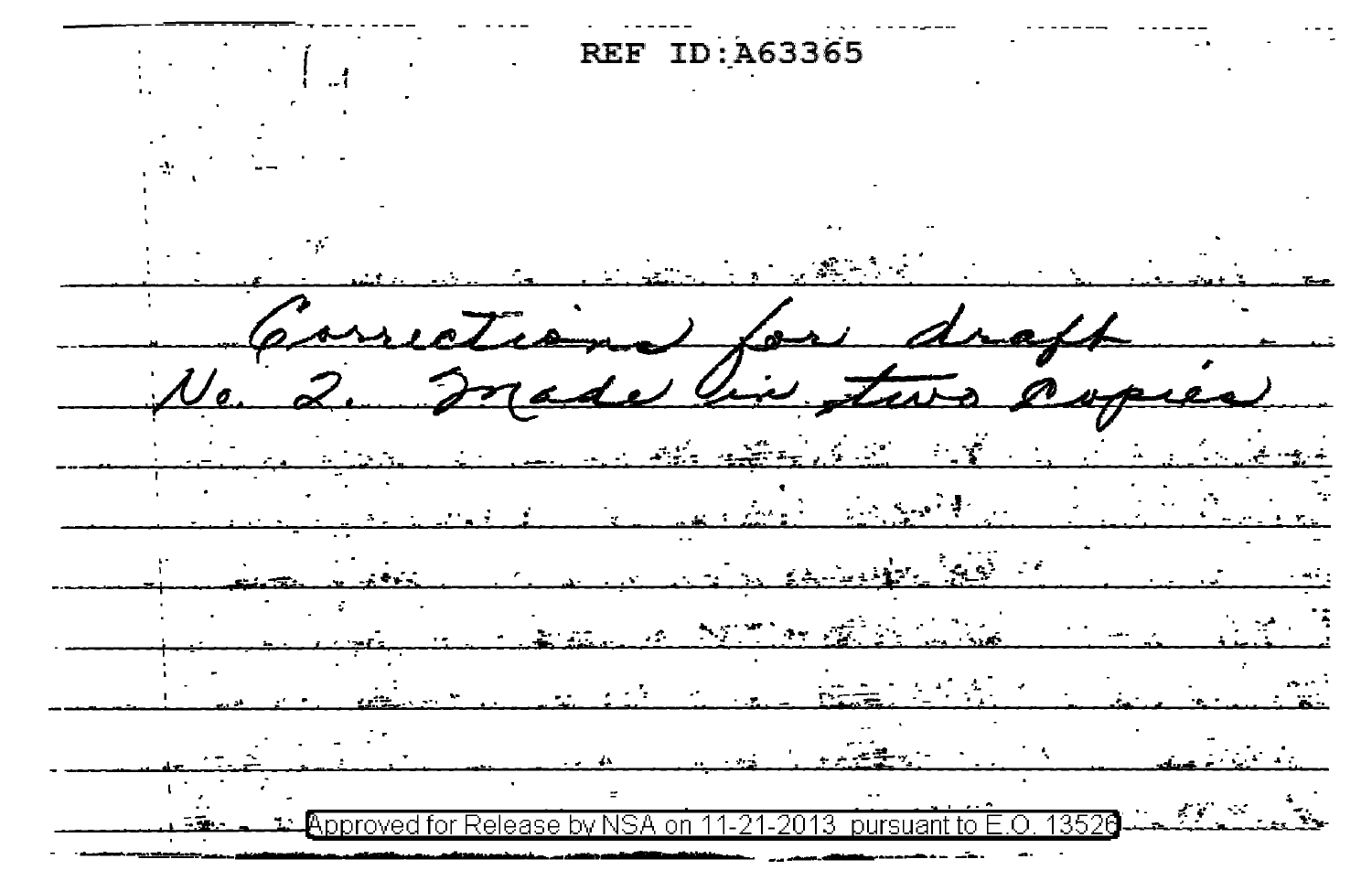REF ID:A63365

Corrections for draft
No. 2. Made in two copies

Approved for Release by NSA on 11-21-2013 pursuant to E.O. 13526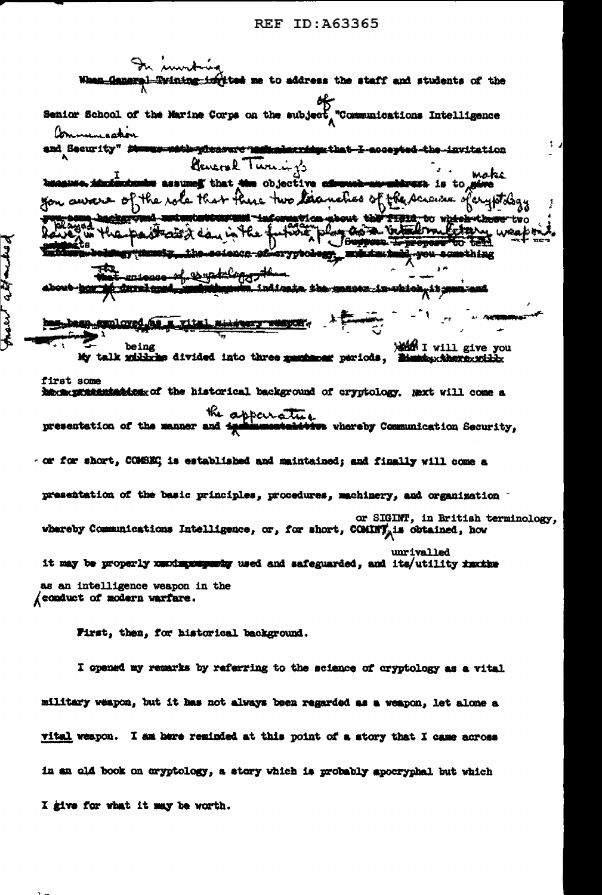In inviting me to address the staff and students of the Senior School of the Marine Corps on the subject of "Communications Intelligence and Communication Security" General Twining's objective is to make you aware of the role that these two branches of the science of cryptology have played in the past and can in the future play again as a vital military weapon. I will give you something about the science of cryptology, and indicate the manner in which it has been employed as a vital military weapon.

My talk being divided into three periods, I will give you first some of the historical background of cryptology. Next will come a presentation of the manner and the apparatus whereby Communication Security, or for short, COMSEC is established and maintained; and finally will come a presentation of the basic principles, procedures, machinery, and organization whereby Communications Intelligence, or, for short, COMINT or SIGINT, in British terminology, is obtained, how it may be properly used and safeguarded, and its unrivalled utility as an intelligence weapon in the conduct of modern warfare.

First, then, for historical background.

I opened my remarks by referring to the science of cryptology as a vital military weapon, but it has not always been regarded as a weapon, let alone a vital weapon. I am here reminded at this point of a story that I came across in an old book on cryptology, a story which is probably apocryphal but which I give for what it may be worth.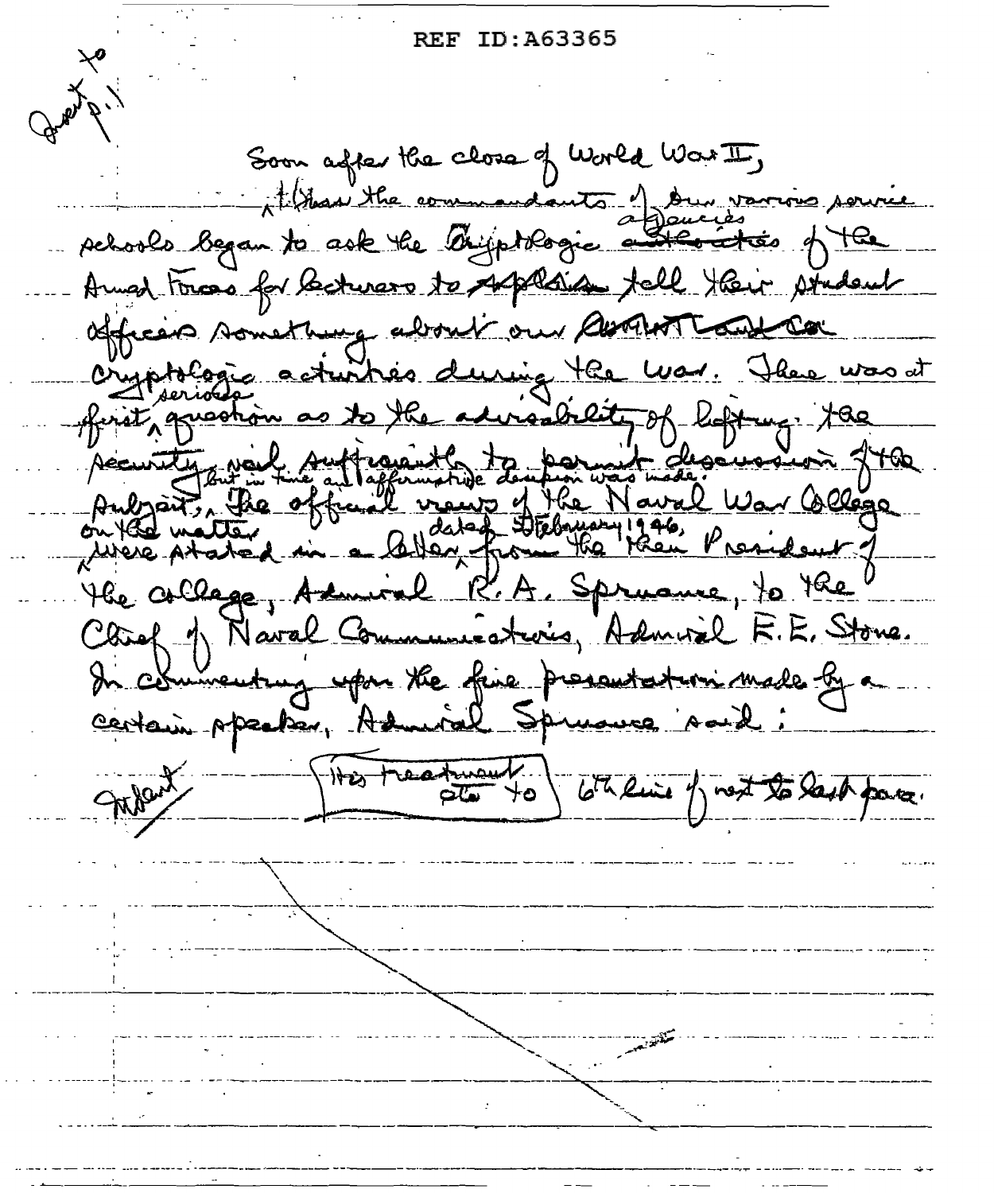Insert to p. 1

Soon after the close of World War II, the commandants of our various service schools began to ask the cryptologic agencies of the Armed Forces for lecturers to tell their student officers something about our cryptologic activities during the war. There was at first serious question as to the advisability of lifting the security veil sufficiently to permit discussion of the subject, but in time an affirmative decision was made. The official views of the Naval War College on the matter were stated in a letter dated 5 February 1946, from the then President of the College, Admiral R. A. Spruance, to the Chief of Naval Communications, Admiral E. E. Stone. In commenting upon the fine presentation made by a certain speaker, Admiral Spruance said:

Insert (His treatment etc to) 6th line of next to last para.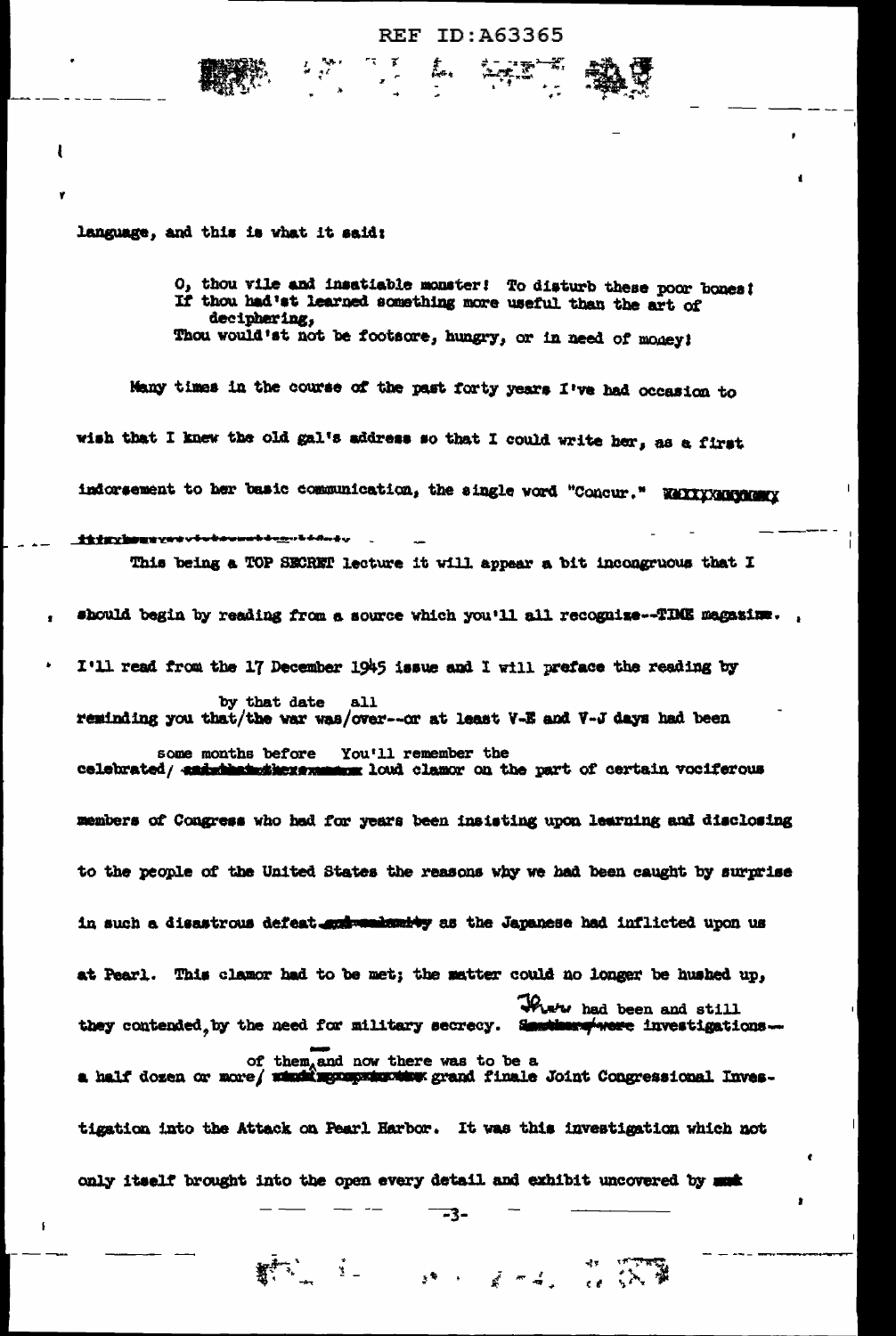language, and this is what it said:

> O, thou vile and insatiable monster! To disturb these poor bones!
> If thou had'st learned something more useful than the art of deciphering,
> Thou would'st not be footsore, hungry, or in need of money!

Many times in the course of the past forty years I've had occasion to wish that I knew the old gal's address so that I could write her, as a first indorsement to her basic communication, the single word "Concur."

This being a TOP SECRET lecture it will appear a bit incongruous that I should begin by reading from a source which you'll all recognize--TIME magazine. I'll read from the 17 December 1945 issue and I will preface the reading by reminding you that by that date all the war was over--or at least V-E and V-J days had been some months before. You'll remember the celebrated loud clamor on the part of certain vociferous members of Congress who had for years been insisting upon learning and disclosing to the people of the United States the reasons why we had been caught by surprise in such a disastrous defeat as the Japanese had inflicted upon us at Pearl. This clamor had to be met; the matter could no longer be hushed up, they contended, by the need for military secrecy. There had been and still were investigations--a half dozen or more of them, and now there was to be a grand finale Joint Congressional Investigation into the Attack on Pearl Harbor. It was this investigation which not only itself brought into the open every detail and exhibit uncovered by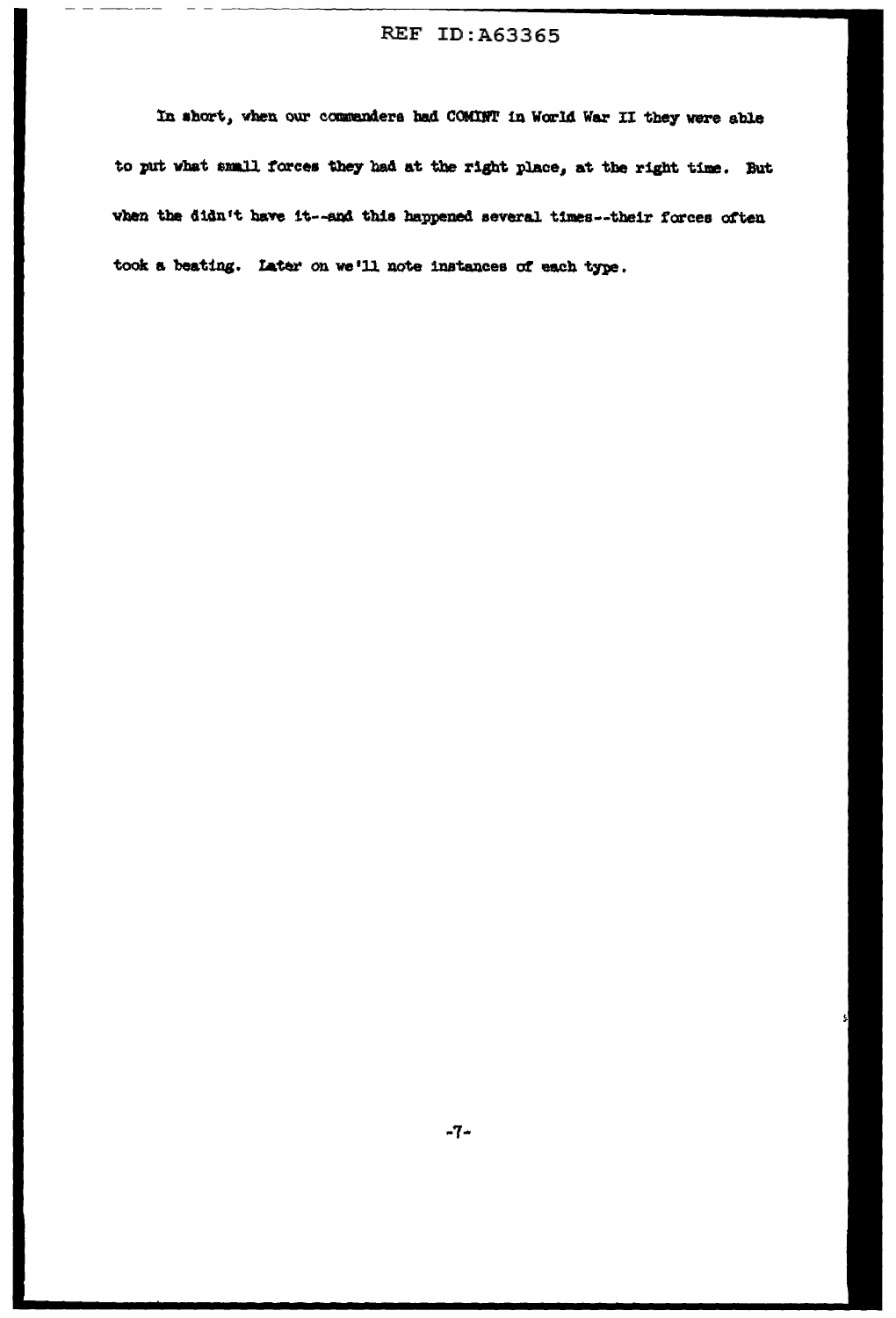In short, when our commanders had COMINT in World War II they were able to put what small forces they had at the right place, at the right time. But when the didn't have it--and this happened several times--their forces often took a beating. Later on we'll note instances of each type.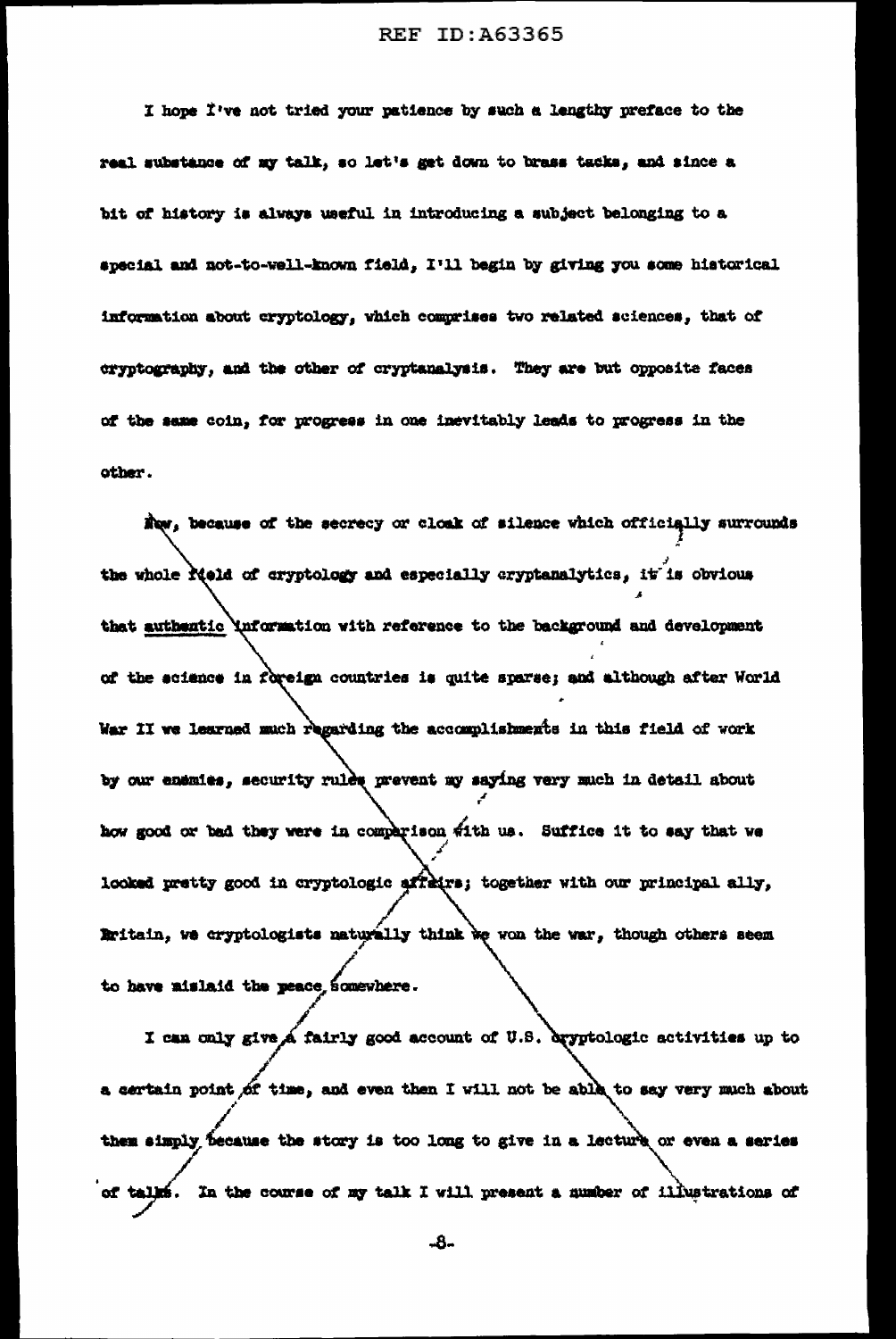I hope I've not tried your patience by such a lengthy preface to the real substance of my talk, so let's get down to brass tacks, and since a bit of history is always useful in introducing a subject belonging to a special and not-to-well-known field, I'll begin by giving you some historical information about cryptology, which comprises two related sciences, that of cryptography, and the other of cryptanalysis. They are but opposite faces of the same coin, for progress in one inevitably leads to progress in the other.

Now, because of the secrecy or cloak of silence which officially surrounds the whole field of cryptology and especially cryptanalytics, it is obvious that authentic information with reference to the background and development of the science in foreign countries is quite sparse; and although after World War II we learned much regarding the accomplishments in this field of work by our enemies, security rules prevent my saying very much in detail about how good or bad they were in comparison with us. Suffice it to say that we looked pretty good in cryptologic affairs; together with our principal ally, Britain, we cryptologists naturally think we won the war, though others seem to have mislaid the peace somewhere.

I can only give a fairly good account of U.S. cryptologic activities up to a certain point of time, and even then I will not be able to say very much about them simply because the story is too long to give in a lecture or even a series of talks. In the course of my talk I will present a number of illustrations of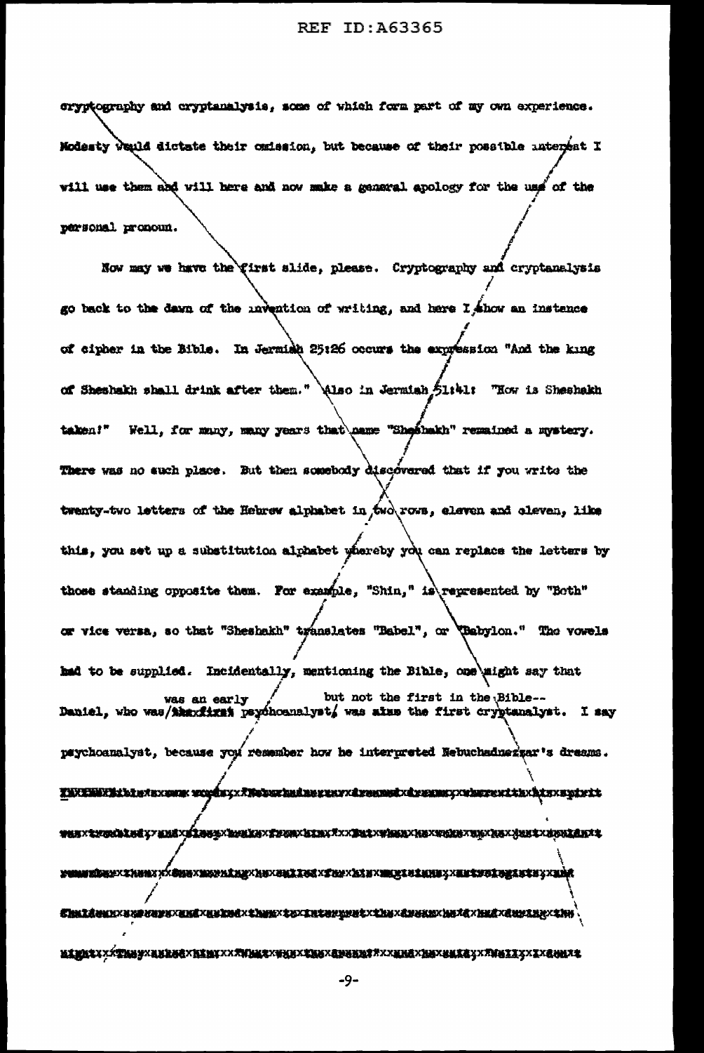cryptography and cryptanalysis, some of which form part of my own experience. Modesty would dictate their omission, but because of their possible interest I will use them and will here and now make a general apology for the use of the personal pronoun.

Now may we have the first slide, please. Cryptography and cryptanalysis go back to the dawn of the invention of writing, and here I show an instance of cipher in the Bible. In Jermiah 25:26 occurs the expression "And the king of Sheshakh shall drink after them." Also in Jermiah 51:41: "How is Sheshakh taken!" Well, for many, many years that name "Sheshakh" remained a mystery. There was no such place. But then somebody discovered that if you write the twenty-two letters of the Hebrew alphabet in two rows, eleven and eleven, like this, you set up a substitution alphabet whereby you can replace the letters by those standing opposite them. For example, "Shin," is represented by "Beth" or vice versa, so that "Sheshakh" translates "Babel", or "Babylon." The vowels had to be supplied. Incidentally, mentioning the Bible, one might say that Daniel, who was an early but not the first in the Bible--psychoanalyst, was the first cryptanalyst. I say psychoanalyst, because you remember how he interpreted Nebuchadnezzar's dreams.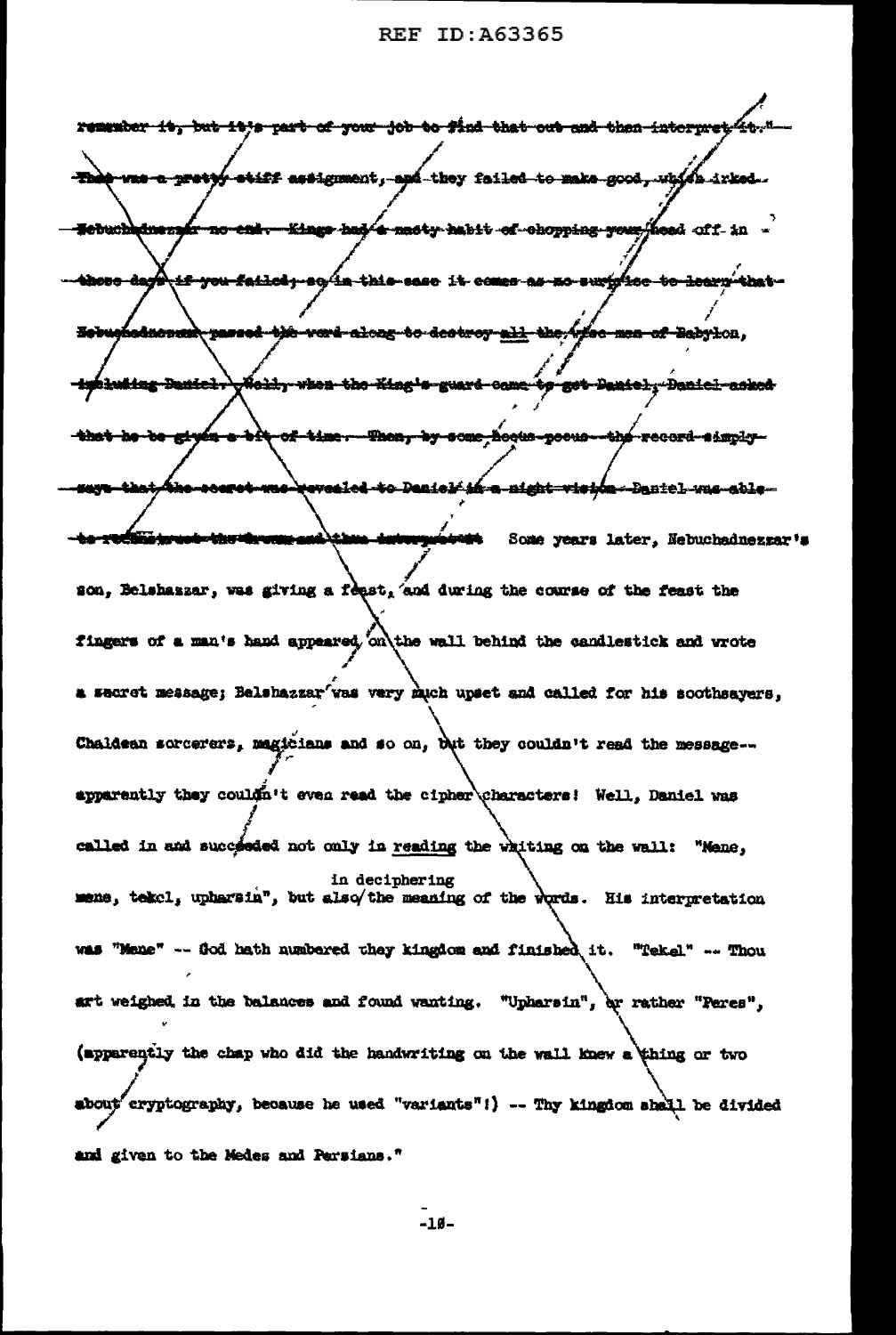~~remember it, but it's part of your job to find that out and then interpret it." — That was a pretty stiff assignment, and they failed to make good, which irked Nebuchadnezzar no end. Kings had a nasty habit of chopping your head off in those days if you failed; so in this case it comes as no surprise to learn that Nebuchadnezzar passed the word along to destroy all the wise men of Babylon, including Daniel. Well, when the King's guard came to get Daniel, Daniel asked that he be given a bit of time. Then, by some hocus-pocus — the record simply says that the secret was revealed to Daniel in a night vision — Daniel was able to reconstruct the dream and then interpret it.~~ Some years later, Nebuchadnezzar's son, Belshazzar, was giving a feast, and during the course of the feast the fingers of a man's hand appeared on the wall behind the candlestick and wrote a secret message; Belshazzar was very much upset and called for his soothsayers, Chaldean sorcerers, magicians and so on, but they couldn't read the message-- apparently they couldn't even read the cipher characters! Well, Daniel was called in and succeeded not only in <u>reading</u> the writing on the wall: "Mene, mene, tekel, upharsin", but also in deciphering the meaning of the words. His interpretation was "Mene" -- God hath numbered they kingdom and finished it. "Tekel" -- Thou art weighed in the balances and found wanting. "Upharsin", or rather "Peres", (apparently the chap who did the handwriting on the wall knew a thing or two about cryptography, because he used "variants"!) -- Thy kingdom shall be divided and given to the Medes and Persians."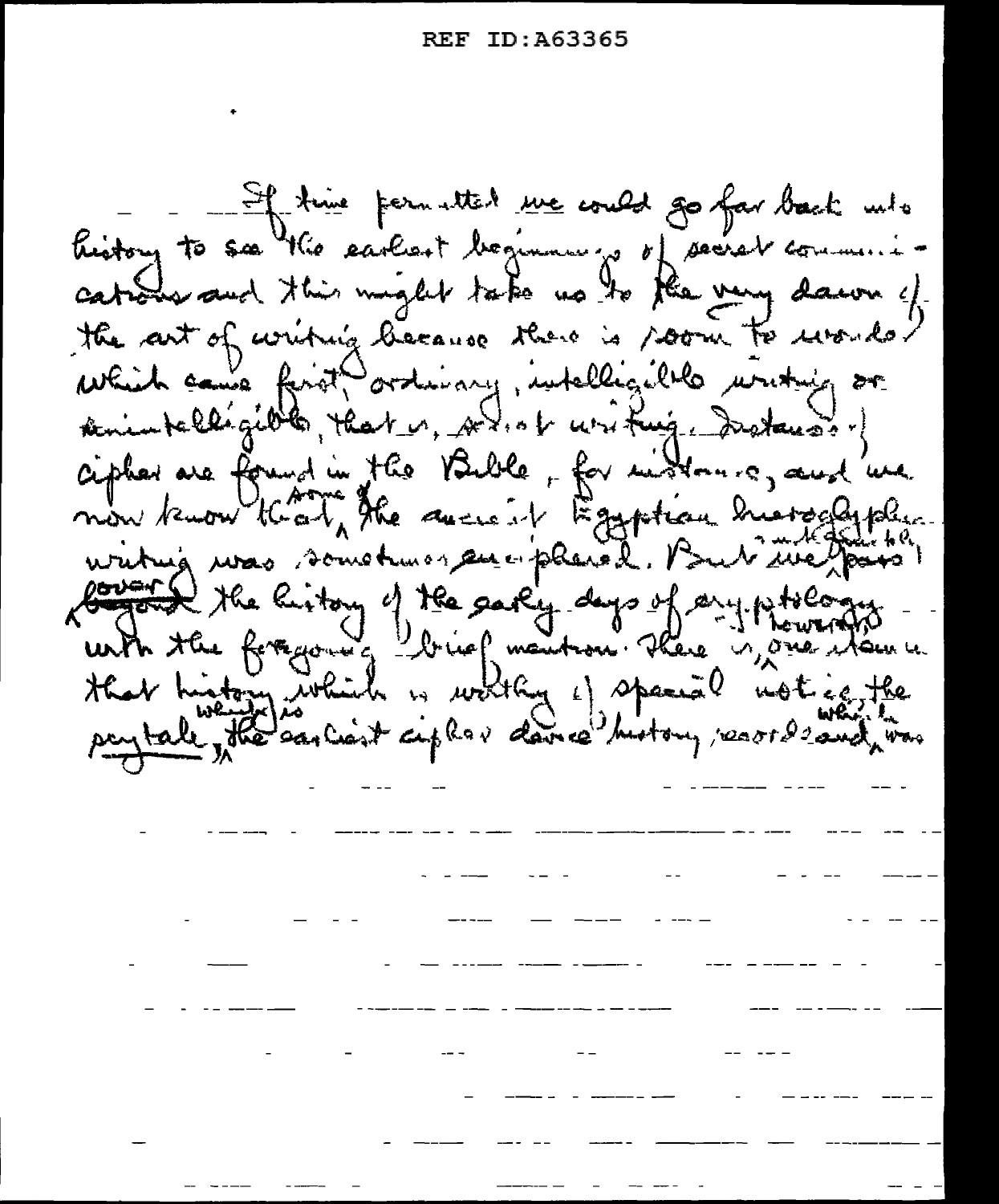If time permitted we could go far back into history to see the earliest beginnings of secret communications and this might take us to the very dawn of the art of writing because there is room to wonder which came first, ordinary, intelligible writing or unintelligible, that is, secret writing. Instances of cipher are found in the Bible, for instance, and we now know that some of the ancient Egyptian hieroglyphic writing was sometimes enciphered. But we must pass over the history of the early days of cryptology with the foregoing brief mention. There is, however, one item in that history which is worthy of special notice, the scytale, which is the earliest cipher device history records and which was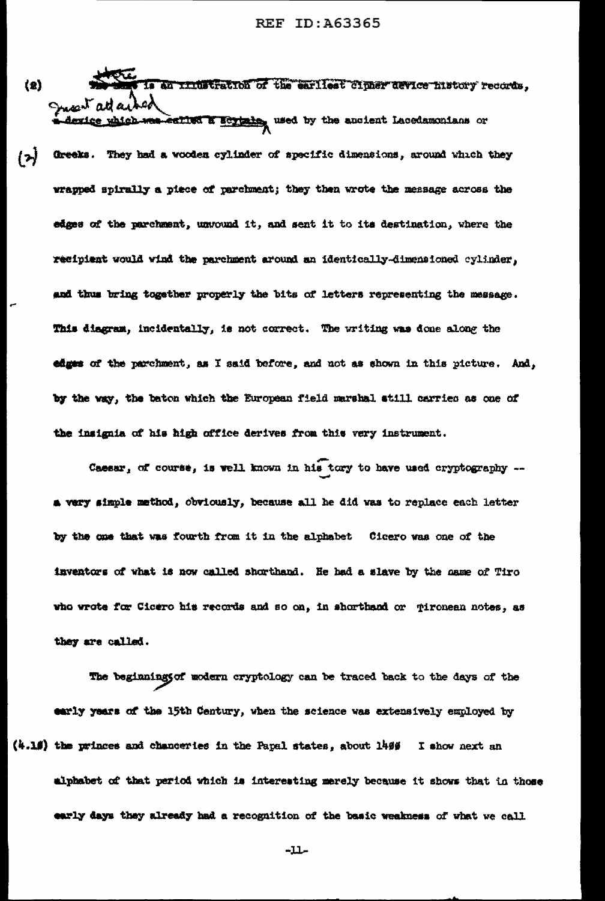(2) Here is an illustration of the earliest cipher device history records, ~~a device which was called a scytale,~~ used by the ancient Lacedamonians or

(2) Greeks. They had a wooden cylinder of specific dimensions, around which they wrapped spirally a piece of parchment; they then wrote the message across the edges of the parchment, unwound it, and sent it to its destination, where the recipient would wind the parchment around an identically-dimensioned cylinder, and thus bring together properly the bits of letters representing the message. This diagram, incidentally, is not correct. The writing was done along the edges of the parchment, as I said before, and not as shown in this picture. And, by the way, the baton which the European field marshal still carries as one of the insignia of his high office derives from this very instrument.

Caesar, of course, is well known in history to have used cryptography -- a very simple method, obviously, because all he did was to replace each letter by the one that was fourth from it in the alphabet Cicero was one of the inventors of what is now called shorthand. He had a slave by the name of Tiro who wrote for Cicero his records and so on, in shorthand or Tironean notes, as they are called.

The beginnings of modern cryptology can be traced back to the days of the early years of the 15th Century, when the science was extensively employed by

(4.10) the princes and chanceries in the Papal states, about 1400 I show next an alphabet of that period which is interesting merely because it shows that in those early days they already had a recognition of the basic weakness of what we call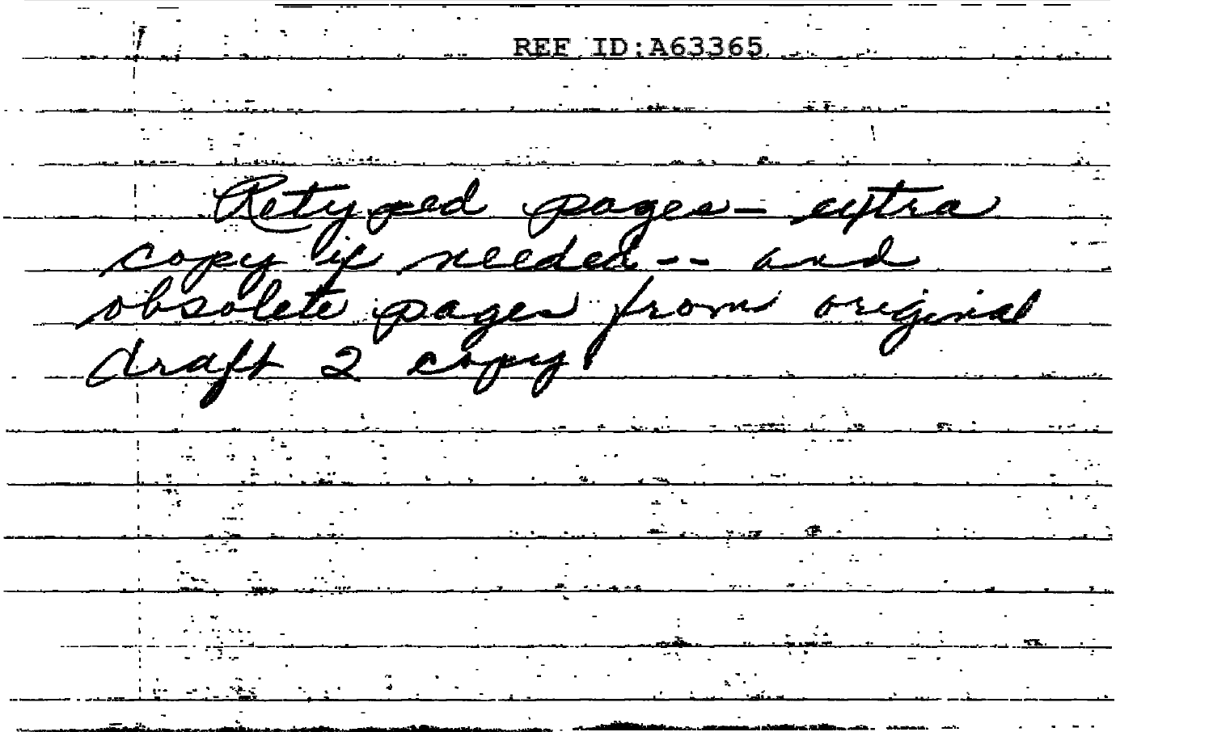Retyped pages — extra copy if needed — and obsolete pages from original draft 2 copy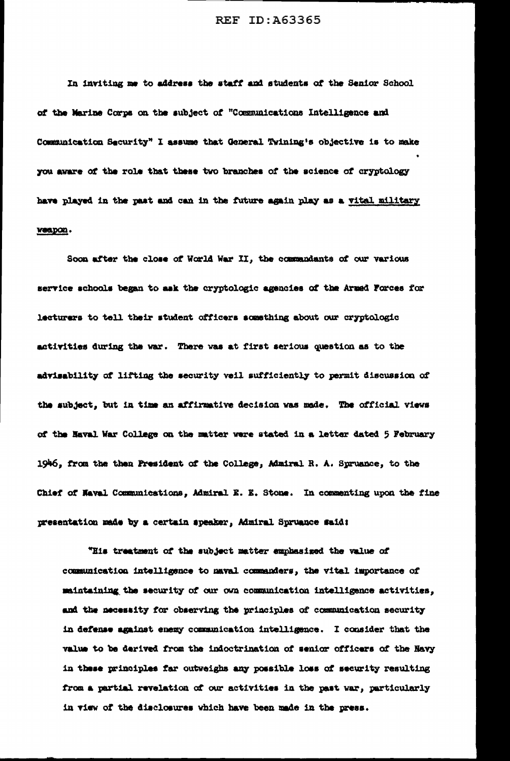In inviting me to address the staff and students of the Senior School of the Marine Corps on the subject of "Communications Intelligence and Communication Security" I assume that General Twining's objective is to make you aware of the role that these two branches of the science of cryptology have played in the past and can in the future again play as a <u>vital military weapon</u>.

Soon after the close of World War II, the commandants of our various service schools began to ask the cryptologic agencies of the Armed Forces for lecturers to tell their student officers something about our cryptologic activities during the war. There was at first serious question as to the advisability of lifting the security veil sufficiently to permit discussion of the subject, but in time an affirmative decision was made. The official views of the Naval War College on the matter were stated in a letter dated 5 February 1946, from the then President of the College, Admiral R. A. Spruance, to the Chief of Naval Communications, Admiral E. E. Stone. In commenting upon the fine presentation made by a certain speaker, Admiral Spruance said:

> "His treatment of the subject matter emphasized the value of communication intelligence to naval commanders, the vital importance of maintaining the security of our own communication intelligence activities, and the necessity for observing the principles of communication security in defense against enemy communication intelligence. I consider that the value to be derived from the indoctrination of senior officers of the Navy in these principles far outweighs any possible loss of security resulting from a partial revelation of our activities in the past war, particularly in view of the disclosures which have been made in the press.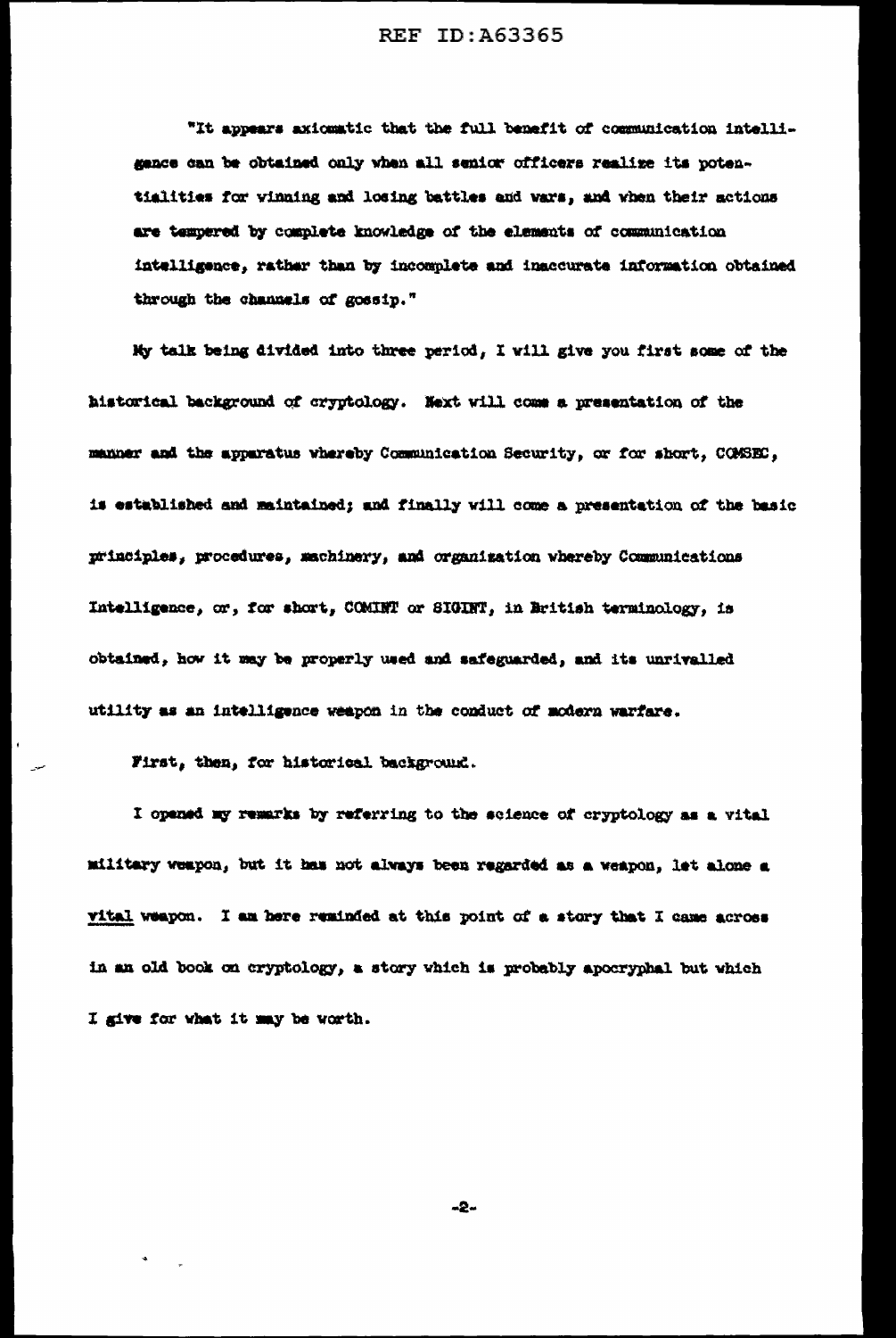"It appears axiomatic that the full benefit of communication intelligence can be obtained only when all senior officers realize its potentialities for winning and losing battles and wars, and when their actions are tempered by complete knowledge of the elements of communication intelligence, rather than by incomplete and inaccurate information obtained through the channels of gossip."

My talk being divided into three period, I will give you first some of the historical background of cryptology. Next will come a presentation of the manner and the apparatus whereby Communication Security, or for short, COMSEC, is established and maintained; and finally will come a presentation of the basic principles, procedures, machinery, and organization whereby Communications Intelligence, or, for short, COMINT or SIGINT, in British terminology, is obtained, how it may be properly used and safeguarded, and its unrivalled utility as an intelligence weapon in the conduct of modern warfare.

First, then, for historical background.

I opened my remarks by referring to the science of cryptology as a vital military weapon, but it has not always been regarded as a weapon, let alone a vital weapon. I am here reminded at this point of a story that I came across in an old book on cryptology, a story which is probably apocryphal but which I give for what it may be worth.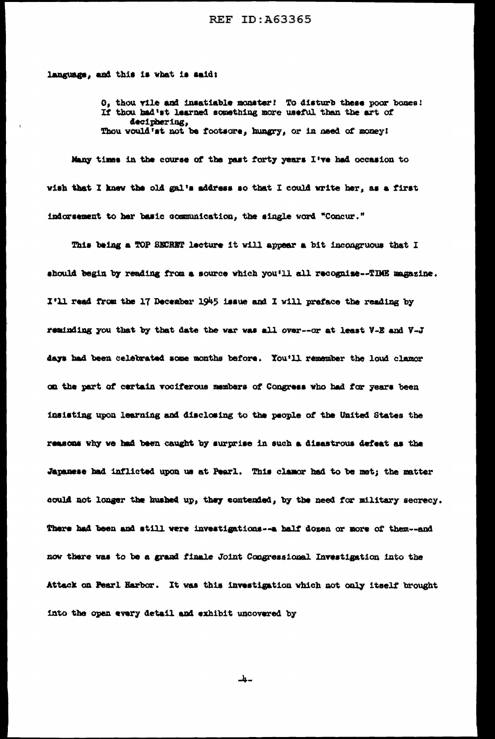language, and this is what is said:

> O, thou vile and insatiable monster! To disturb these poor bones!
> If thou had'st learned something more useful than the art of deciphering,
> Thou would'st not be footsore, hungry, or in need of money!

Many times in the course of the past forty years I've had occasion to wish that I knew the old gal's address so that I could write her, as a first indorsement to her basic communication, the single word "Concur."

This being a TOP SECRET lecture it will appear a bit incongruous that I should begin by reading from a source which you'll all recognize--TIME magazine. I'll read from the 17 December 1945 issue and I will preface the reading by reminding you that by that date the war was all over--or at least V-E and V-J days had been celebrated some months before. You'll remember the loud clamor on the part of certain vociferous members of Congress who had for years been insisting upon learning and disclosing to the people of the United States the reasons why we had been caught by surprise in such a disastrous defeat as the Japanese had inflicted upon us at Pearl. This clamor had to be met; the matter could not longer the hushed up, they contended, by the need for military secrecy. There had been and still were investigations--a half dozen or more of them--and now there was to be a grand finale Joint Congressional Investigation into the Attack on Pearl Harbor. It was this investigation which not only itself brought into the open every detail and exhibit uncovered by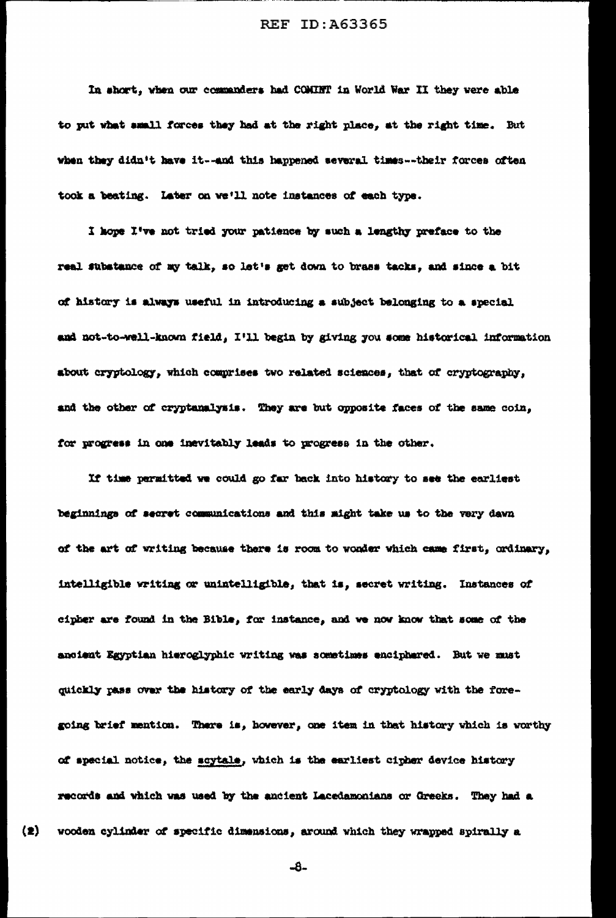In short, when our commanders had COMINT in World War II they were able to put what small forces they had at the right place, at the right time. But when they didn't have it--and this happened several times--their forces often took a beating. Later on we'll note instances of each type.

I hope I've not tried your patience by such a lengthy preface to the real substance of my talk, so let's get down to brass tacks, and since a bit of history is always useful in introducing a subject belonging to a special and not-to-well-known field, I'll begin by giving you some historical information about cryptology, which comprises two related sciences, that of cryptography, and the other of cryptanalysis. They are but opposite faces of the same coin, for progress in one inevitably leads to progress in the other.

If time permitted we could go far back into history to see the earliest beginnings of secret communications and this might take us to the very dawn of the art of writing because there is room to wonder which came first, ordinary, intelligible writing or unintelligible, that is, secret writing. Instances of cipher are found in the Bible, for instance, and we now know that some of the ancient Egyptian hieroglyphic writing was sometimes enciphered. But we must quickly pass over the history of the early days of cryptology with the foregoing brief mention. There is, however, one item in that history which is worthy of special notice, the scytale, which is the earliest cipher device history records and which was used by the ancient Lacedamonians or Greeks. They had a

(2) wooden cylinder of specific dimensions, around which they wrapped spirally a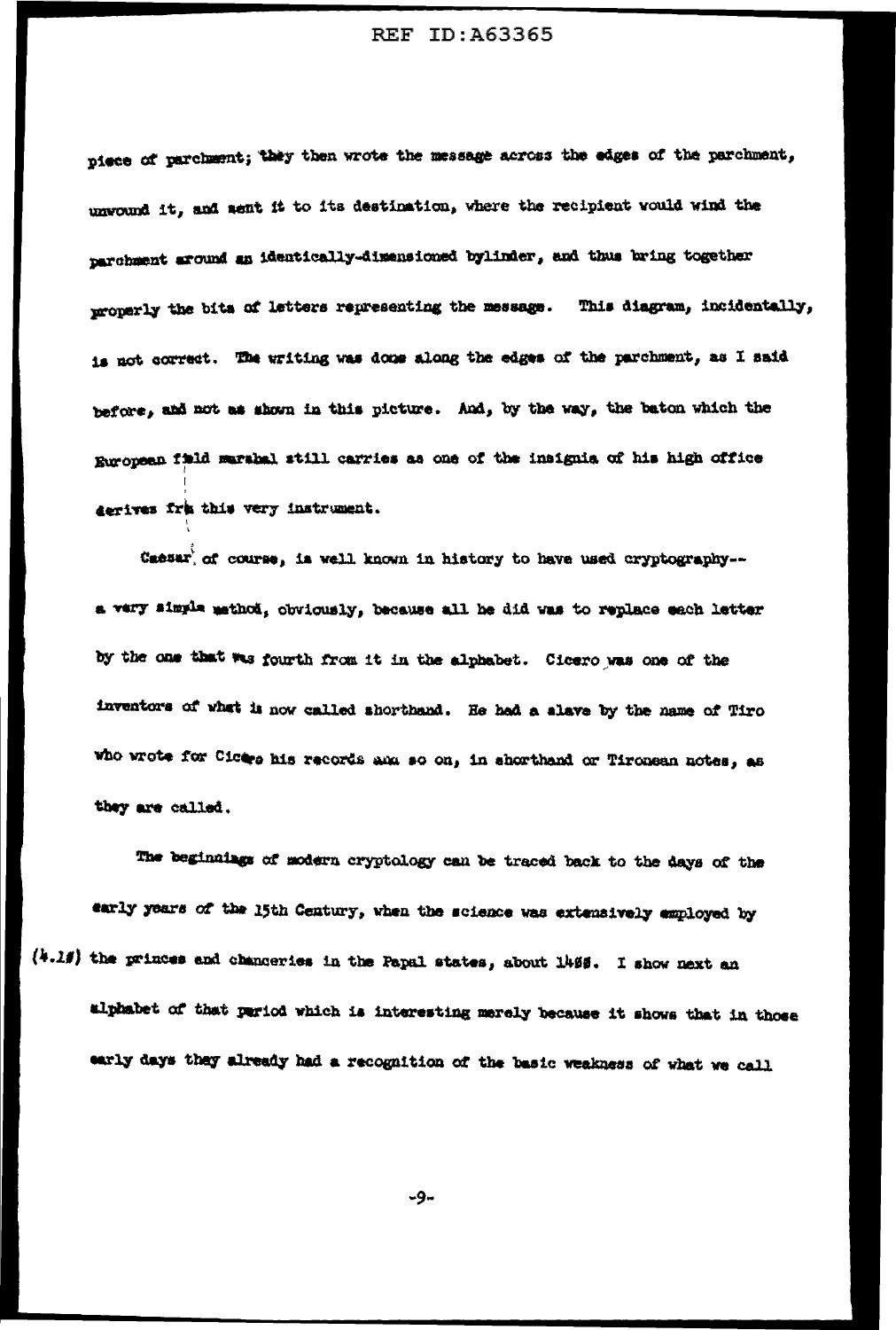piece of parchment; they then wrote the message across the edges of the parchment, unwound it, and sent it to its destination, where the recipient would wind the parchment around an identically-dimensioned bylinder, and thus bring together properly the bits of letters representing the message. This diagram, incidentally, is not correct. The writing was done along the edges of the parchment, as I said before, and not as shown in this picture. And, by the way, the baton which the European field marshal still carries as one of the insignia of his high office derives fr this very instrument.

Caesar, of course, is well known in history to have used cryptography-- a very simple method, obviously, because all he did was to replace each letter by the one that was fourth from it in the alphabet. Cicero was one of the inventors of what is now called shorthand. He had a slave by the name of Tiro who wrote for Cicero his records and so on, in shorthand or Tironean notes, as they are called.

The beginnings of modern cryptology can be traced back to the days of the early years of the 15th Century, when the science was extensively employed by (4.10) the princes and chanceries in the Papal states, about 1400. I show next an alphabet of that period which is interesting merely because it shows that in those early days they already had a recognition of the basic weakness of what we call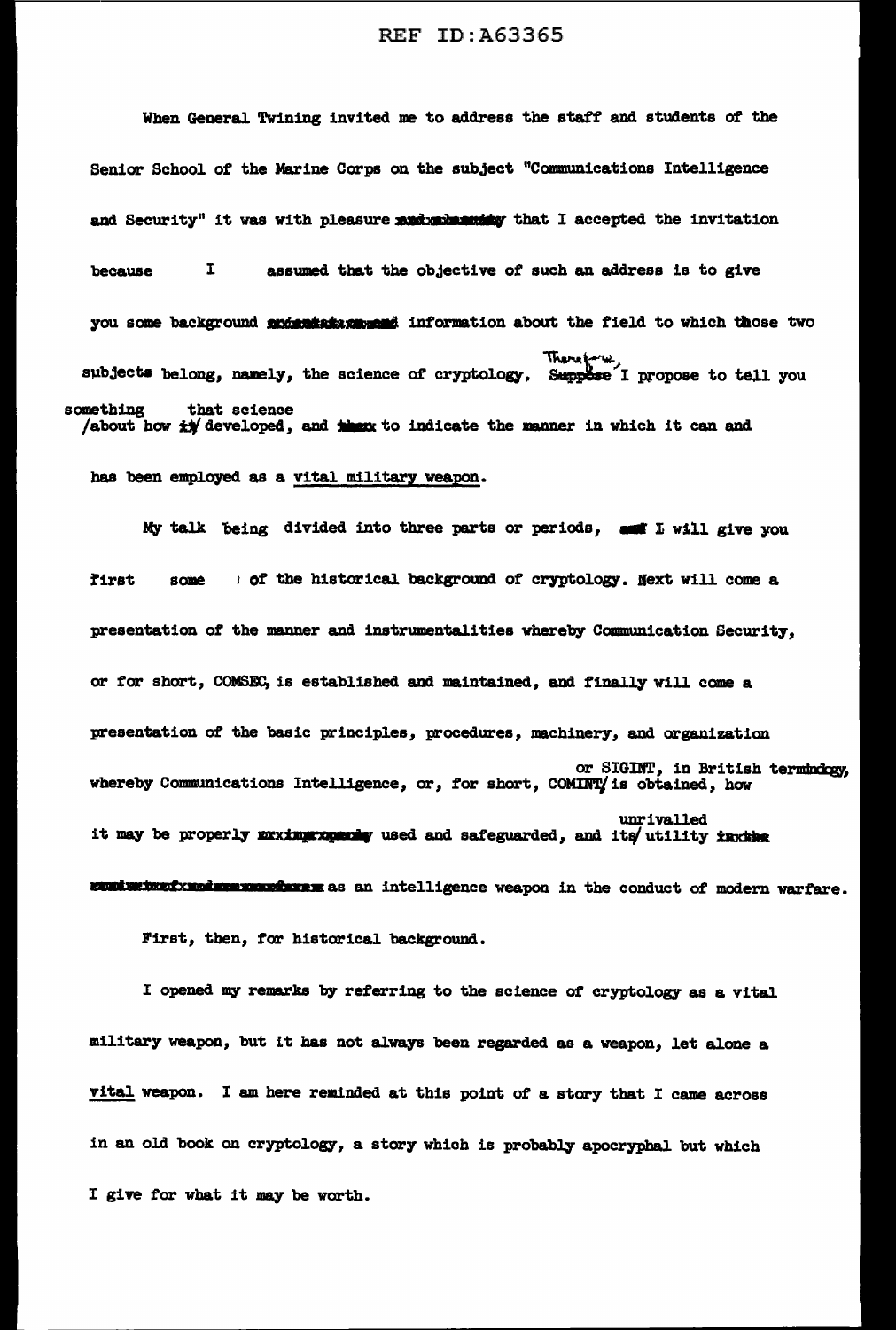When General Twining invited me to address the staff and students of the Senior School of the Marine Corps on the subject "Communications Intelligence and Security" it was with pleasure that I accepted the invitation because I assumed that the objective of such an address is to give you some background information about the field to which those two subjects belong, namely, the science of cryptology. Therefore, I propose to tell you something about how that science developed, and to indicate the manner in which it can and has been employed as a vital military weapon.

My talk being divided into three parts or periods, I will give you first some of the historical background of cryptology. Next will come a presentation of the manner and instrumentalities whereby Communication Security, or for short, COMSEC, is established and maintained, and finally will come a presentation of the basic principles, procedures, machinery, and organization whereby Communications Intelligence, or, for short, COMINT or SIGINT, in British terminology, is obtained, how it may be properly used and safeguarded, and its unrivalled utility as an intelligence weapon in the conduct of modern warfare.

First, then, for historical background.

I opened my remarks by referring to the science of cryptology as a vital military weapon, but it has not always been regarded as a weapon, let alone a vital weapon. I am here reminded at this point of a story that I came across in an old book on cryptology, a story which is probably apocryphal but which I give for what it may be worth.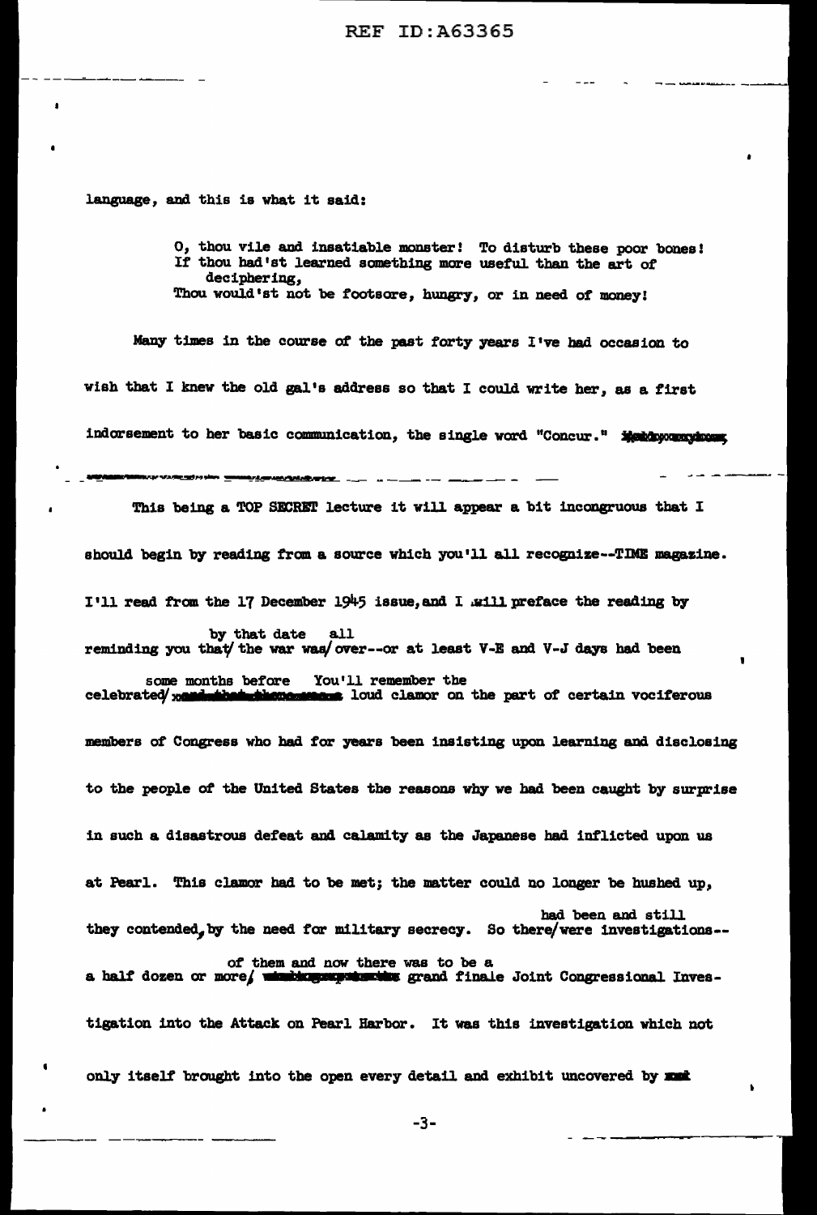language, and this is what it said:

> O, thou vile and insatiable monster! To disturb these poor bones!
> If thou had'st learned something more useful than the art of deciphering,
> Thou would'st not be footsore, hungry, or in need of money!

Many times in the course of the past forty years I've had occasion to wish that I knew the old gal's address so that I could write her, as a first indorsement to her basic communication, the single word "Concur."

---

This being a TOP SECRET lecture it will appear a bit incongruous that I should begin by reading from a source which you'll all recognize--TIME magazine. I'll read from the 17 December 1945 issue, and I will preface the reading by reminding you that by that date the war was all over--or at least V-E and V-J days had been celebrated some months before. You'll remember the loud clamor on the part of certain vociferous members of Congress who had for years been insisting upon learning and disclosing to the people of the United States the reasons why we had been caught by surprise in such a disastrous defeat and calamity as the Japanese had inflicted upon us at Pearl. This clamor had to be met; the matter could no longer be hushed up, they contended, by the need for military secrecy. So there had been and still were investigations--a half dozen or more of them and now there was to be a grand finale Joint Congressional Investigation into the Attack on Pearl Harbor. It was this investigation which not only itself brought into the open every detail and exhibit uncovered by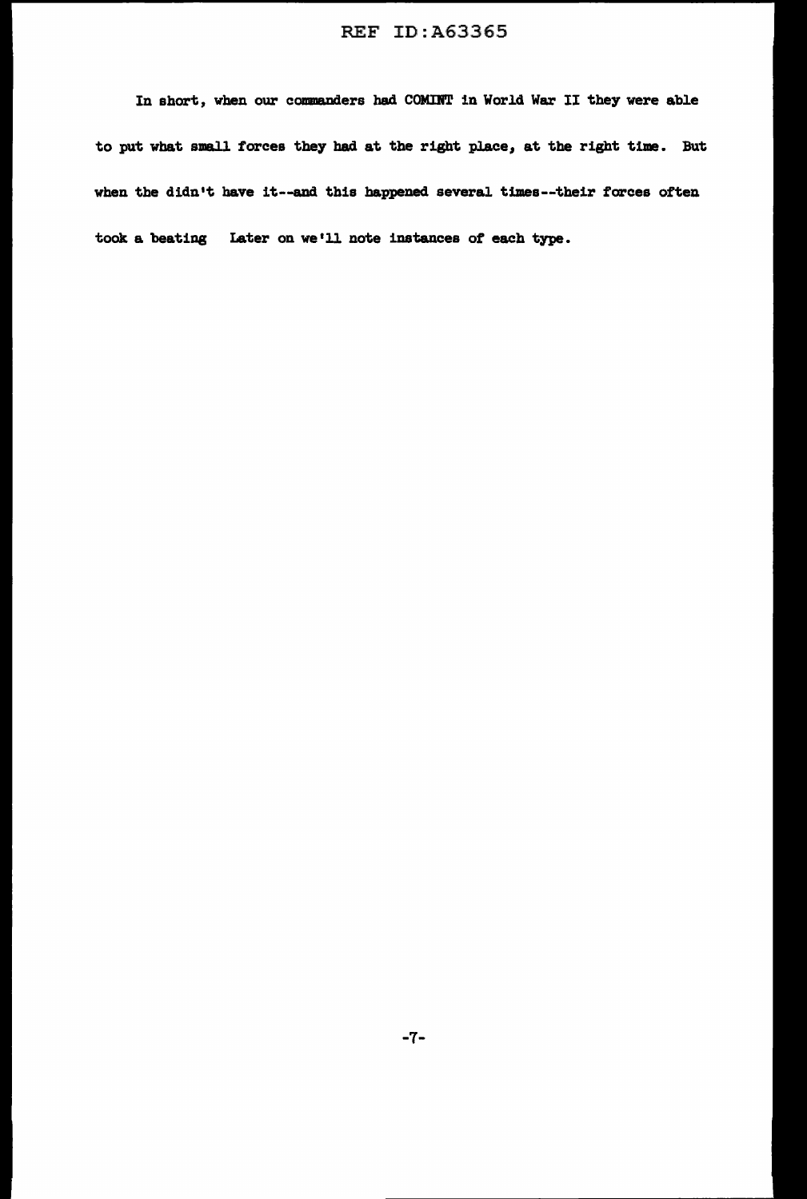In short, when our commanders had COMINT in World War II they were able to put what small forces they had at the right place, at the right time. But when the didn't have it--and this happened several times--their forces often took a beating Later on we'll note instances of each type.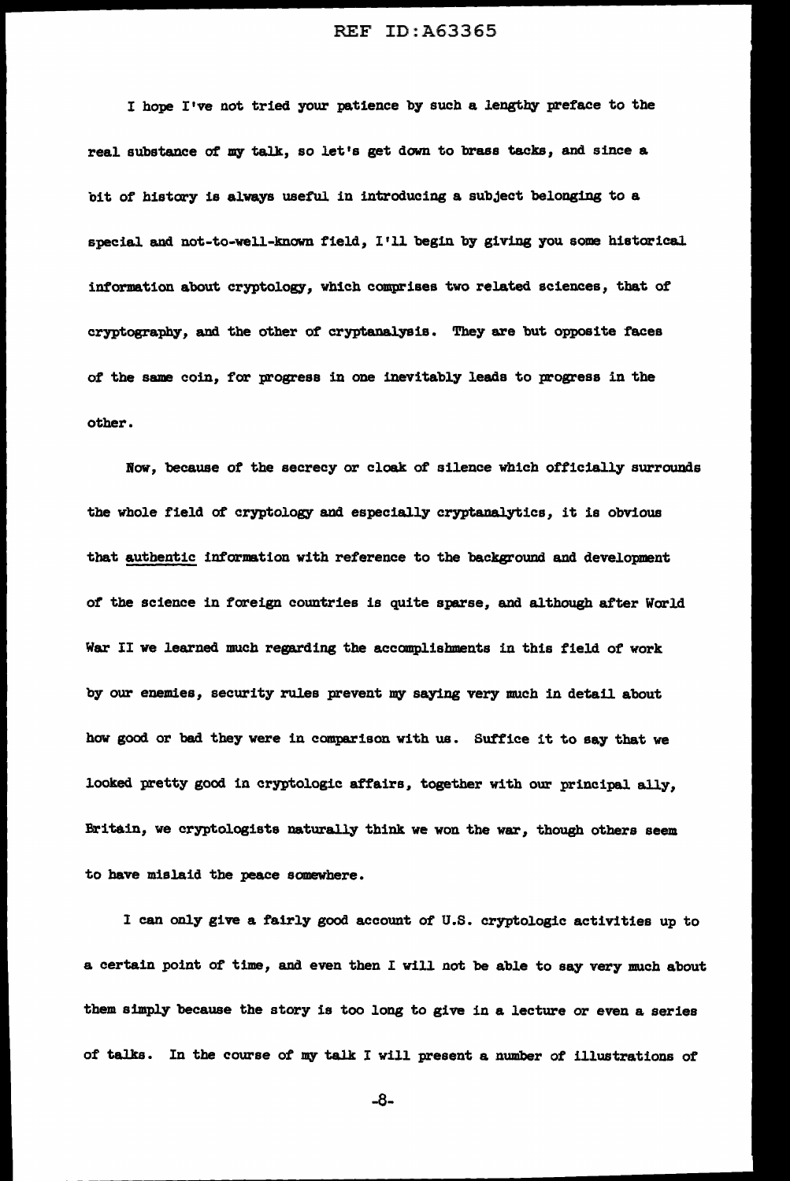I hope I've not tried your patience by such a lengthy preface to the real substance of my talk, so let's get down to brass tacks, and since a bit of history is always useful in introducing a subject belonging to a special and not-to-well-known field, I'll begin by giving you some historical information about cryptology, which comprises two related sciences, that of cryptography, and the other of cryptanalysis. They are but opposite faces of the same coin, for progress in one inevitably leads to progress in the other.

Now, because of the secrecy or cloak of silence which officially surrounds the whole field of cryptology and especially cryptanalytics, it is obvious that <u>authentic</u> information with reference to the background and development of the science in foreign countries is quite sparse, and although after World War II we learned much regarding the accomplishments in this field of work by our enemies, security rules prevent my saying very much in detail about how good or bad they were in comparison with us. Suffice it to say that we looked pretty good in cryptologic affairs, together with our principal ally, Britain, we cryptologists naturally think we won the war, though others seem to have mislaid the peace somewhere.

I can only give a fairly good account of U.S. cryptologic activities up to a certain point of time, and even then I will not be able to say very much about them simply because the story is too long to give in a lecture or even a series of talks. In the course of my talk I will present a number of illustrations of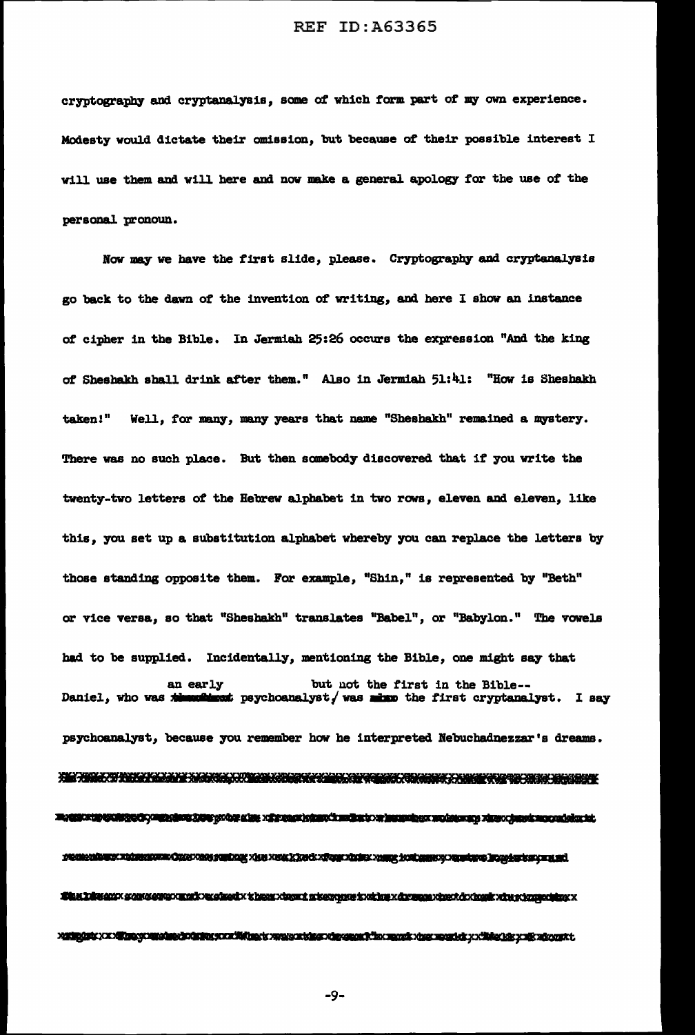cryptography and cryptanalysis, some of which form part of my own experience. Modesty would dictate their omission, but because of their possible interest I will use them and will here and now make a general apology for the use of the personal pronoun.

Now may we have the first slide, please. Cryptography and cryptanalysis go back to the dawn of the invention of writing, and here I show an instance of cipher in the Bible. In Jermiah 25:26 occurs the expression "And the king of Sheshakh shall drink after them." Also in Jermiah 51:41: "How is Sheshakh taken!" Well, for many, many years that name "Sheshakh" remained a mystery. There was no such place. But then somebody discovered that if you write the twenty-two letters of the Hebrew alphabet in two rows, eleven and eleven, like this, you set up a substitution alphabet whereby you can replace the letters by those standing opposite them. For example, "Shin," is represented by "Beth" or vice versa, so that "Sheshakh" translates "Babel", or "Babylon." The vowels had to be supplied. Incidentally, mentioning the Bible, one might say that Daniel, who was an early psychoanalyst, but not the first in the Bible-- was the first cryptanalyst. I say psychoanalyst, because you remember how he interpreted Nebuchadnezzar's dreams.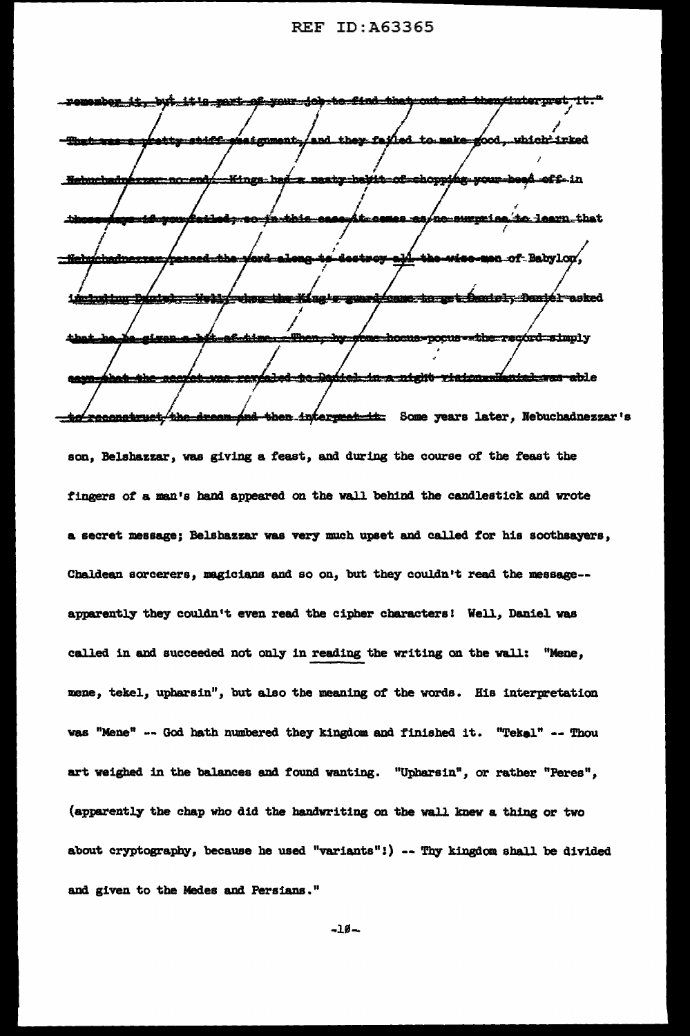~~remember it, but it's part of your job to find that out and then interpret it." That was a pretty stiff assignment, and they failed to make good, which irked Nebuchadnezzar no end. Kings had a nasty habit of chopping your head off in those days if you failed, so in this case it comes as no surprise to learn that Nebuchadnezzar passed the word along to destroy all the wise men of Babylon, including Daniel. Well, when the King's guard came to get Daniel, Daniel asked that he be given a bit of time. Then, by some hocus-pocus--the record simply says that the secret was revealed to Daniel in a night vision--Daniel was able to reconstruct the dream and then interpret it.~~ Some years later, Nebuchadnezzar's son, Belshazzar, was giving a feast, and during the course of the feast the fingers of a man's hand appeared on the wall behind the candlestick and wrote a secret message; Belshazzar was very much upset and called for his soothsayers, Chaldean sorcerers, magicians and so on, but they couldn't read the message--apparently they couldn't even read the cipher characters! Well, Daniel was called in and succeeded not only in *reading* the writing on the wall: "Mene, mene, tekel, upharsin", but also the meaning of the words. His interpretation was "Mene" -- God hath numbered they kingdom and finished it. "Tekel" -- Thou art weighed in the balances and found wanting. "Upharsin", or rather "Peres", (apparently the chap who did the handwriting on the wall knew a thing or two about cryptography, because he used "variants"!) -- Thy kingdom shall be divided and given to the Medes and Persians."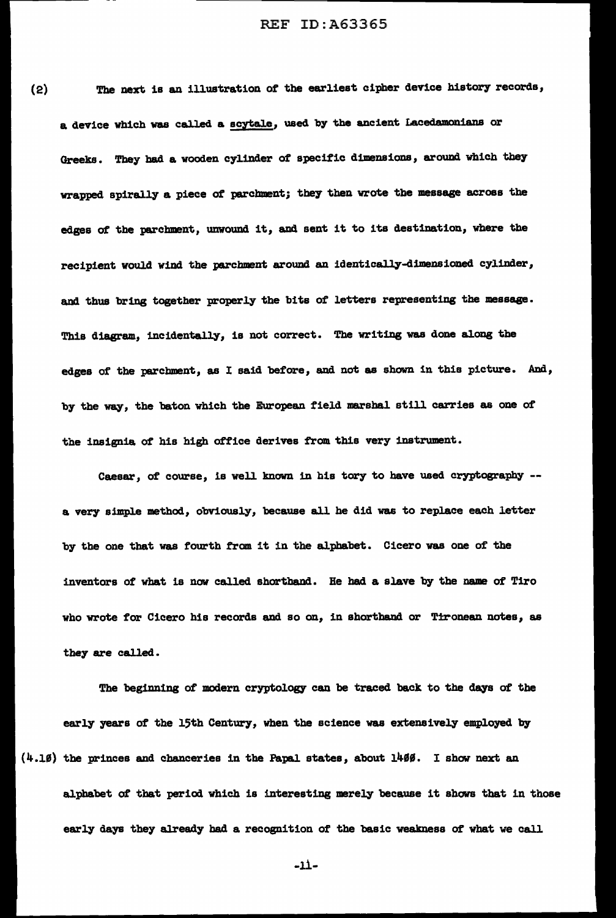(2) The next is an illustration of the earliest cipher device history records, a device which was called a scytale, used by the ancient Lacedamonians or Greeks. They had a wooden cylinder of specific dimensions, around which they wrapped spirally a piece of parchment; they then wrote the message across the edges of the parchment, unwound it, and sent it to its destination, where the recipient would wind the parchment around an identically-dimensioned cylinder, and thus bring together properly the bits of letters representing the message. This diagram, incidentally, is not correct. The writing was done along the edges of the parchment, as I said before, and not as shown in this picture. And, by the way, the baton which the European field marshal still carries as one of the insignia of his high office derives from this very instrument.

Caesar, of course, is well known in his tory to have used cryptography -- a very simple method, obviously, because all he did was to replace each letter by the one that was fourth from it in the alphabet. Cicero was one of the inventors of what is now called shorthand. He had a slave by the name of Tiro who wrote for Cicero his records and so on, in shorthand or Tironean notes, as they are called.

The beginning of modern cryptology can be traced back to the days of the early years of the 15th Century, when the science was extensively employed by (4.10) the princes and chanceries in the Papal states, about 1400. I show next an alphabet of that period which is interesting merely because it shows that in those early days they already had a recognition of the basic weakness of what we call